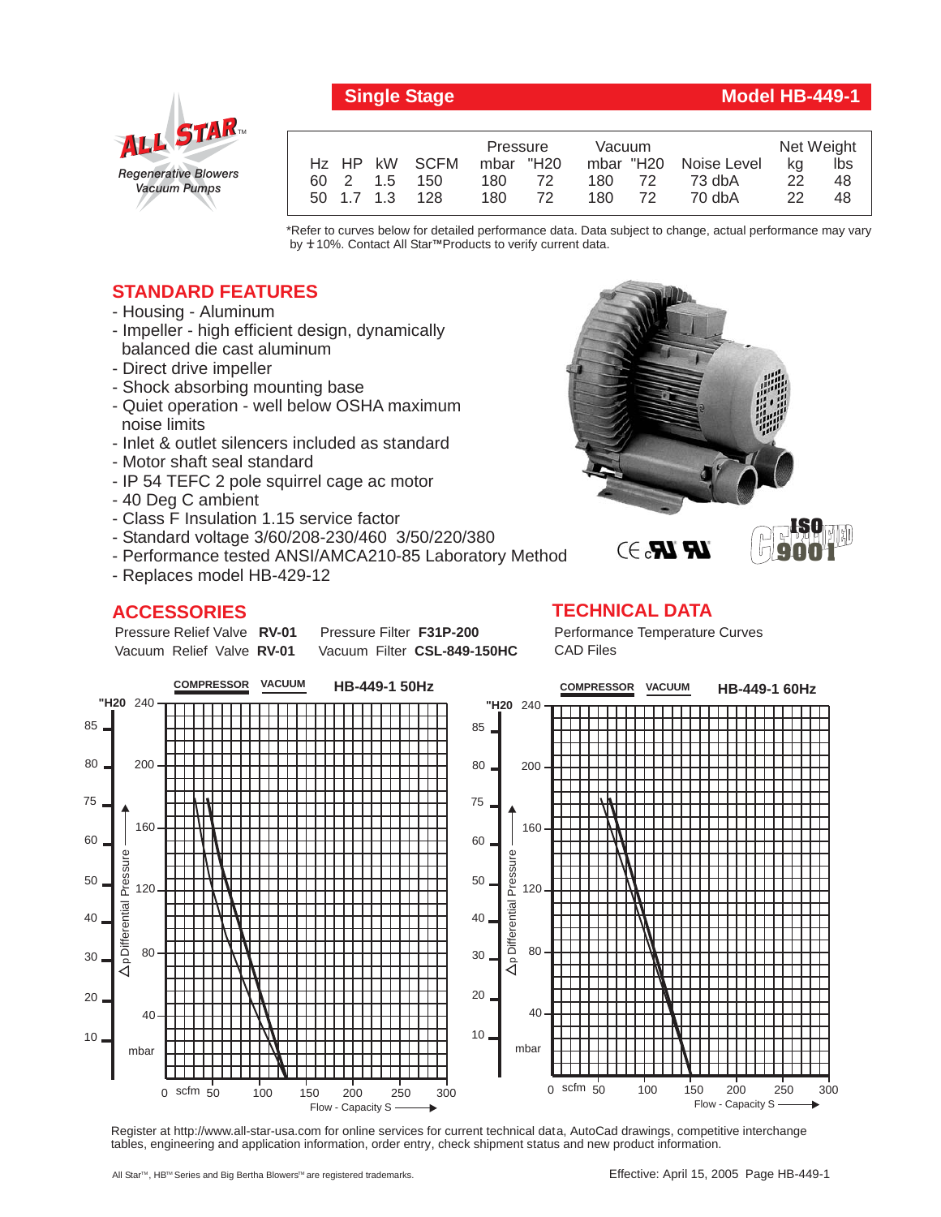All Star™ Regenerative Blowers Vacuum Pumps

## Single Stage — Model HB-449-1

| Hz | HP | kW | SCFM | Pressure mbar | Pressure "H20 | Vacuum mbar | Vacuum "H20 | Noise Level | Net Weight kg | Net Weight lbs |
|---|---|---|---|---|---|---|---|---|---|---|
| 60 | 2 | 1.5 | 150 | 180 | 72 | 180 | 72 | 73 dbA | 22 | 48 |
| 50 | 1.7 | 1.3 | 128 | 180 | 72 | 180 | 72 | 70 dbA | 22 | 48 |

*Refer to curves below for detailed performance data. Data subject to change, actual performance may vary by ± 10%. Contact All Star™ Products to verify current data.

## STANDARD FEATURES

- Housing - Aluminum
- Impeller - high efficient design, dynamically balanced die cast aluminum
- Direct drive impeller
- Shock absorbing mounting base
- Quiet operation - well below OSHA maximum noise limits
- Inlet & outlet silencers included as standard
- Motor shaft seal standard
- IP 54 TEFC 2 pole squirrel cage ac motor
- 40 Deg C ambient
- Class F Insulation 1.15 service factor
- Standard voltage 3/60/208-230/460 3/50/220/380
- Performance tested ANSI/AMCA210-85 Laboratory Method
- Replaces model HB-429-12

CE cULus ISO 9001 CERTIFIED

## ACCESSORIES

Pressure Relief Valve **RV-01** Pressure Filter **F31P-200**
Vacuum Relief Valve **RV-01** Vacuum Filter **CSL-849-150HC**

## TECHNICAL DATA

Performance Temperature Curves
CAD Files

**COMPRESSOR VACUUM HB-449-1 50Hz**

**COMPRESSOR VACUUM HB-449-1 60Hz**

Δp Differential Pressure ("H20 / mbar) vs. Flow - Capacity S (scfm)

Register at http://www.all-star-usa.com for online services for current technical data, AutoCad drawings, competitive interchange tables, engineering and application information, order entry, check shipment status and new product information.

All Star™, HB™ Series and Big Bertha Blowers™ are registered trademarks.

Effective: April 15, 2005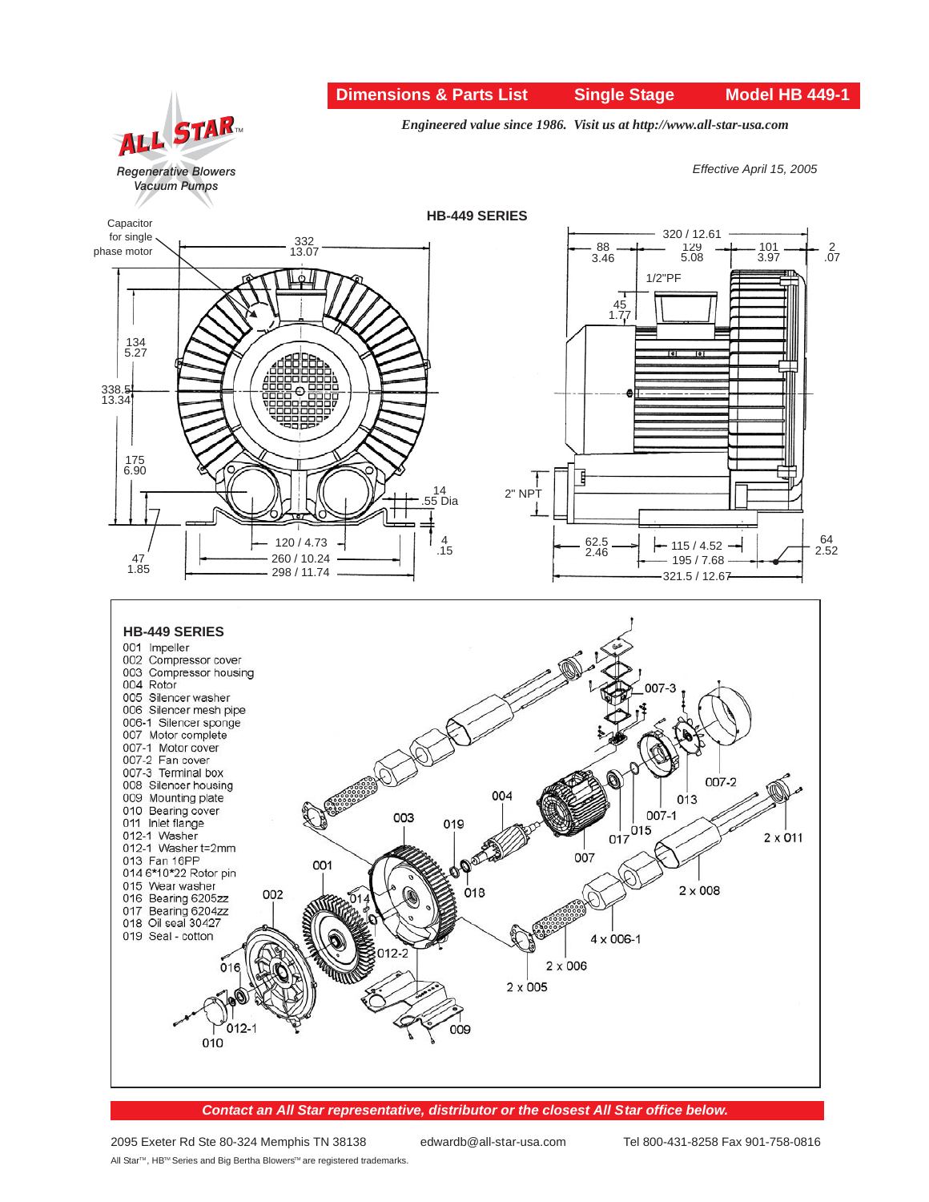## Dimensions & Parts List — Single Stage — Model HB 449-1

***Engineered value since 1986. Visit us at http://www.all-star-usa.com***

ALL STAR™
*Regenerative Blowers*
*Vacuum Pumps*

*Effective April 15, 2005*

### HB-449 SERIES

Capacitor for single phase motor

332
13.07

134
5.27

338.5
13.34

175
6.90

47
1.85

120 / 4.73
260 / 10.24
298 / 11.74

14
.55 Dia

4
.15

320 / 12.61

88
3.46

129
5.08

101
3.97

2
.07

1/2"PF

45
1.77

2" NPT

62.5
2.46

115 / 4.52
195 / 7.68
321.5 / 12.67

64
2.52

### HB-449 SERIES

- 001 Impeller
- 002 Compressor cover
- 003 Compressor housing
- 004 Rotor
- 005 Silencer washer
- 006 Silencer mesh pipe
- 006-1 Silencer sponge
- 007 Motor complete
- 007-1 Motor cover
- 007-2 Fan cover
- 007-3 Terminal box
- 008 Silencer housing
- 009 Mounting plate
- 010 Bearing cover
- 011 Inlet flange
- 012-1 Washer
- 012-1 Washer t=2mm
- 013 Fan 16PP
- 014 6*10*22 Rotor pin
- 015 Wear washer
- 016 Bearing 6205zz
- 017 Bearing 6204zz
- 018 Oil seal 30427
- 019 Seal - cotton

007-3, 007-2, 013, 007-1, 015, 017, 007, 2 x 011, 004, 003, 019, 018, 001, 002, 014, 2 x 008, 4 x 006-1, 012-2, 2 x 006, 2 x 005, 016, 012-1, 010, 009

***Contact an All Star representative, distributor or the closest All Star office below.***

2095 Exeter Rd Ste 80-324 Memphis TN 38138 edwardb@all-star-usa.com Tel 800-431-8258 Fax 901-758-0816

All Star™, HB™ Series and Big Bertha Blowers™ are registered trademarks.